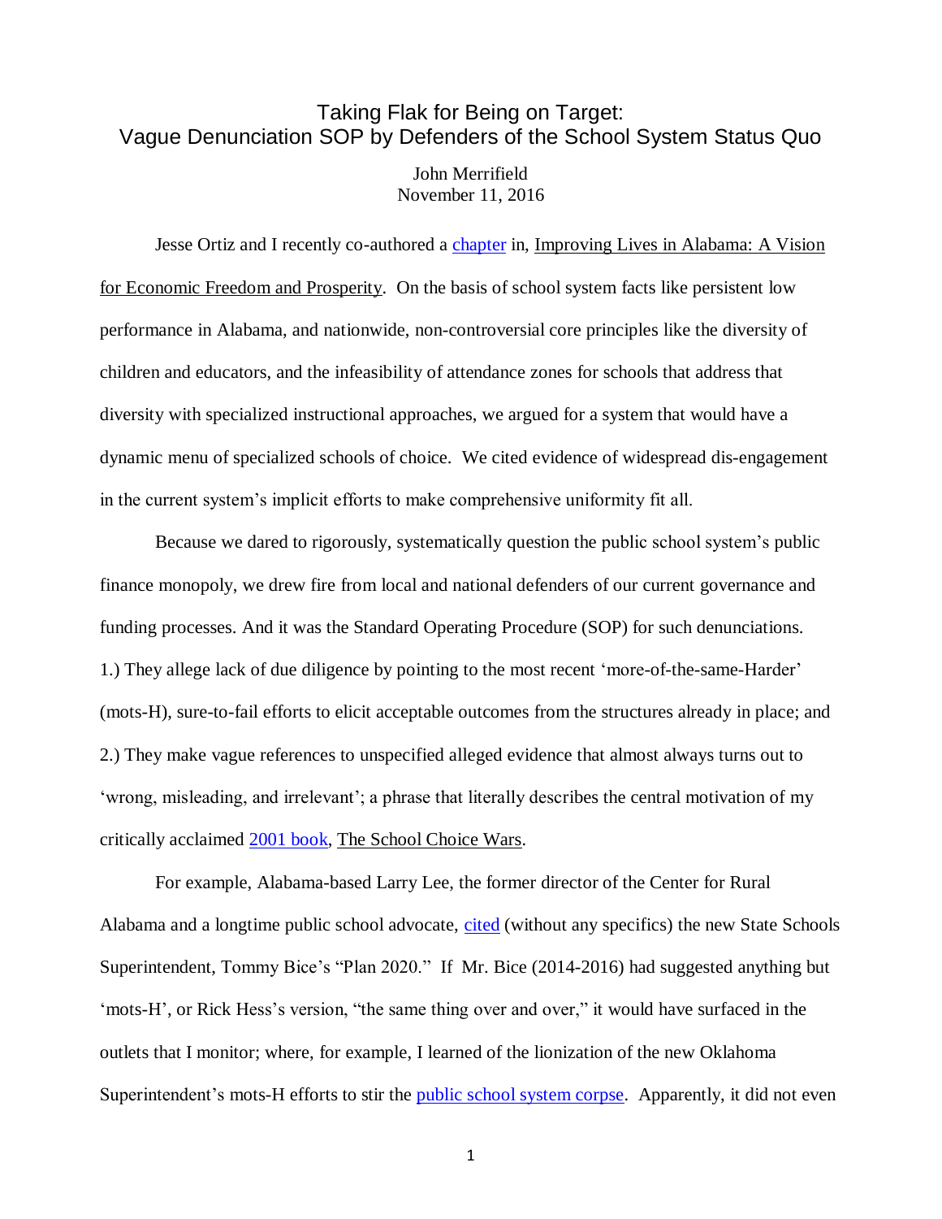# Taking Flak for Being on Target: Vague Denunciation SOP by Defenders of the School System Status Quo

John Merrifield
November 11, 2016

Jesse Ortiz and I recently co-authored a chapter in, Improving Lives in Alabama: A Vision for Economic Freedom and Prosperity. On the basis of school system facts like persistent low performance in Alabama, and nationwide, non-controversial core principles like the diversity of children and educators, and the infeasibility of attendance zones for schools that address that diversity with specialized instructional approaches, we argued for a system that would have a dynamic menu of specialized schools of choice. We cited evidence of widespread dis-engagement in the current system's implicit efforts to make comprehensive uniformity fit all.

Because we dared to rigorously, systematically question the public school system's public finance monopoly, we drew fire from local and national defenders of our current governance and funding processes. And it was the Standard Operating Procedure (SOP) for such denunciations. 1.) They allege lack of due diligence by pointing to the most recent 'more-of-the-same-Harder' (mots-H), sure-to-fail efforts to elicit acceptable outcomes from the structures already in place; and 2.) They make vague references to unspecified alleged evidence that almost always turns out to 'wrong, misleading, and irrelevant'; a phrase that literally describes the central motivation of my critically acclaimed 2001 book, The School Choice Wars.

For example, Alabama-based Larry Lee, the former director of the Center for Rural Alabama and a longtime public school advocate, cited (without any specifics) the new State Schools Superintendent, Tommy Bice's "Plan 2020." If Mr. Bice (2014-2016) had suggested anything but 'mots-H', or Rick Hess's version, "the same thing over and over," it would have surfaced in the outlets that I monitor; where, for example, I learned of the lionization of the new Oklahoma Superintendent's mots-H efforts to stir the public school system corpse. Apparently, it did not even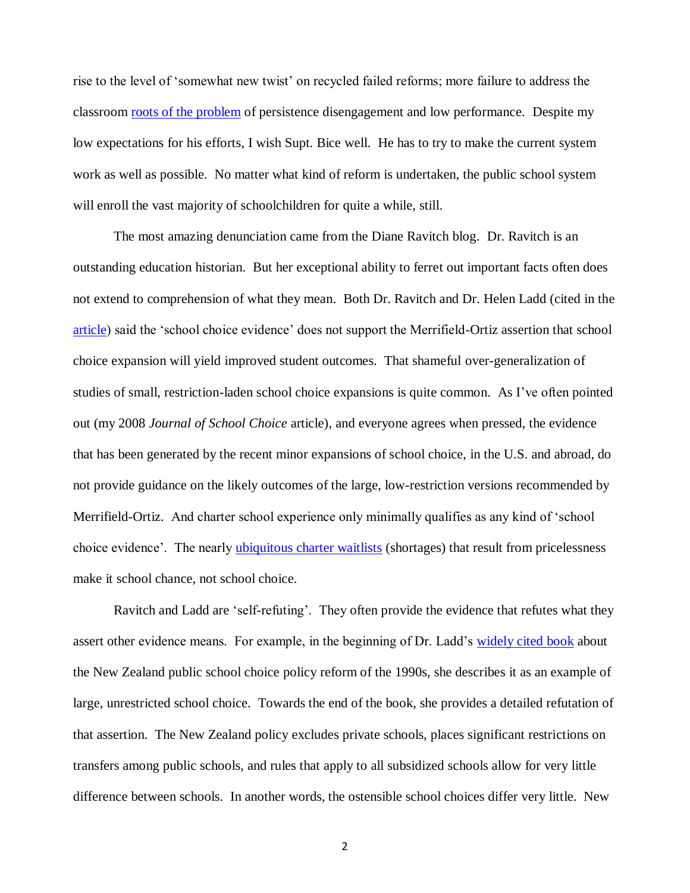rise to the level of 'somewhat new twist' on recycled failed reforms; more failure to address the classroom roots of the problem of persistence disengagement and low performance. Despite my low expectations for his efforts, I wish Supt. Bice well. He has to try to make the current system work as well as possible. No matter what kind of reform is undertaken, the public school system will enroll the vast majority of schoolchildren for quite a while, still.

The most amazing denunciation came from the Diane Ravitch blog. Dr. Ravitch is an outstanding education historian. But her exceptional ability to ferret out important facts often does not extend to comprehension of what they mean. Both Dr. Ravitch and Dr. Helen Ladd (cited in the article) said the 'school choice evidence' does not support the Merrifield-Ortiz assertion that school choice expansion will yield improved student outcomes. That shameful over-generalization of studies of small, restriction-laden school choice expansions is quite common. As I've often pointed out (my 2008 *Journal of School Choice* article), and everyone agrees when pressed, the evidence that has been generated by the recent minor expansions of school choice, in the U.S. and abroad, do not provide guidance on the likely outcomes of the large, low-restriction versions recommended by Merrifield-Ortiz. And charter school experience only minimally qualifies as any kind of 'school choice evidence'. The nearly ubiquitous charter waitlists (shortages) that result from pricelessness make it school chance, not school choice.

Ravitch and Ladd are 'self-refuting'. They often provide the evidence that refutes what they assert other evidence means. For example, in the beginning of Dr. Ladd's widely cited book about the New Zealand public school choice policy reform of the 1990s, she describes it as an example of large, unrestricted school choice. Towards the end of the book, she provides a detailed refutation of that assertion. The New Zealand policy excludes private schools, places significant restrictions on transfers among public schools, and rules that apply to all subsidized schools allow for very little difference between schools. In another words, the ostensible school choices differ very little. New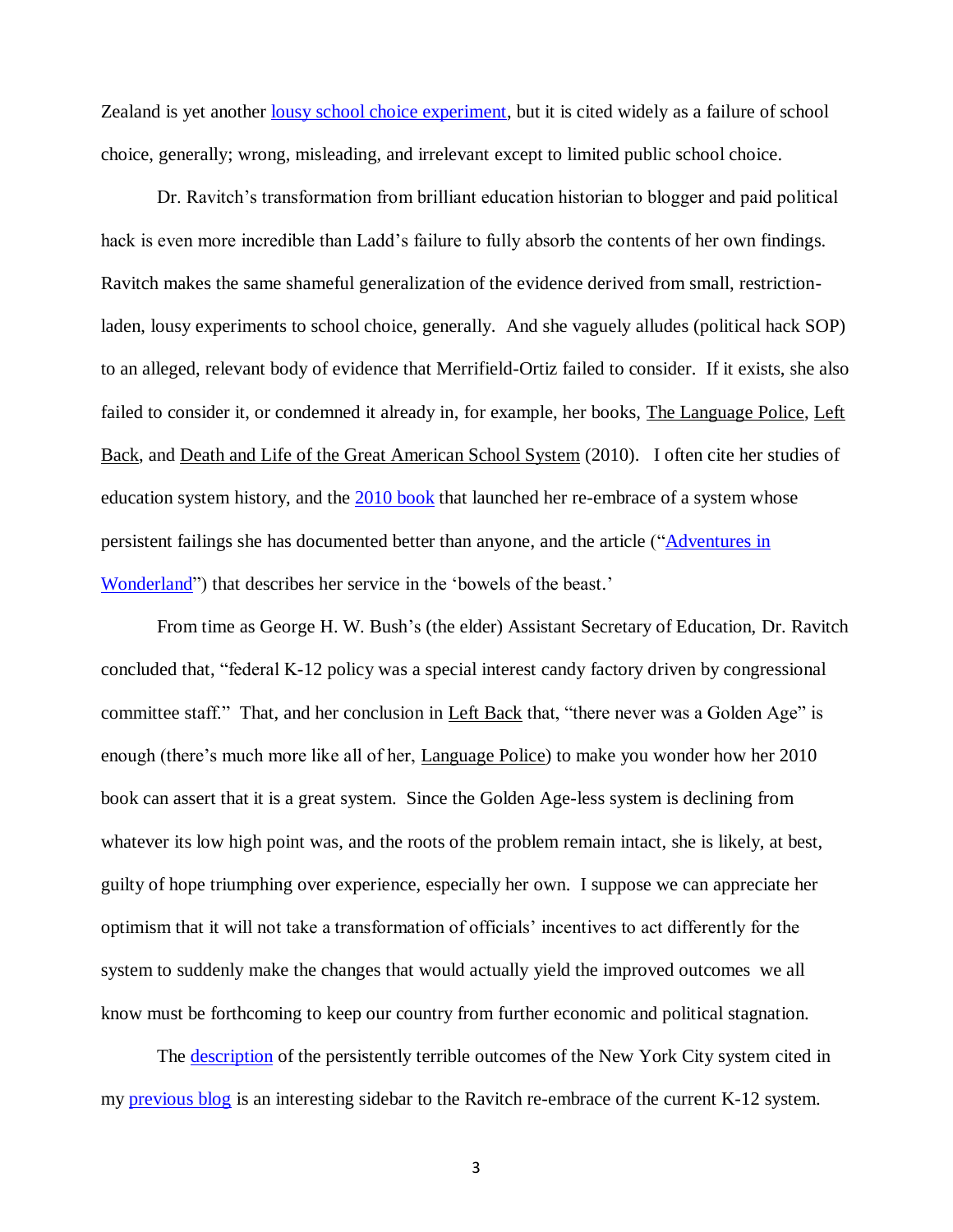Zealand is yet another lousy school choice experiment, but it is cited widely as a failure of school choice, generally; wrong, misleading, and irrelevant except to limited public school choice.

Dr. Ravitch's transformation from brilliant education historian to blogger and paid political hack is even more incredible than Ladd's failure to fully absorb the contents of her own findings. Ravitch makes the same shameful generalization of the evidence derived from small, restriction-laden, lousy experiments to school choice, generally. And she vaguely alludes (political hack SOP) to an alleged, relevant body of evidence that Merrifield-Ortiz failed to consider. If it exists, she also failed to consider it, or condemned it already in, for example, her books, The Language Police, Left Back, and Death and Life of the Great American School System (2010). I often cite her studies of education system history, and the 2010 book that launched her re-embrace of a system whose persistent failings she has documented better than anyone, and the article ("Adventures in Wonderland") that describes her service in the 'bowels of the beast.'

From time as George H. W. Bush's (the elder) Assistant Secretary of Education, Dr. Ravitch concluded that, "federal K-12 policy was a special interest candy factory driven by congressional committee staff." That, and her conclusion in Left Back that, "there never was a Golden Age" is enough (there's much more like all of her, Language Police) to make you wonder how her 2010 book can assert that it is a great system. Since the Golden Age-less system is declining from whatever its low high point was, and the roots of the problem remain intact, she is likely, at best, guilty of hope triumphing over experience, especially her own. I suppose we can appreciate her optimism that it will not take a transformation of officials' incentives to act differently for the system to suddenly make the changes that would actually yield the improved outcomes we all know must be forthcoming to keep our country from further economic and political stagnation.

The description of the persistently terrible outcomes of the New York City system cited in my previous blog is an interesting sidebar to the Ravitch re-embrace of the current K-12 system.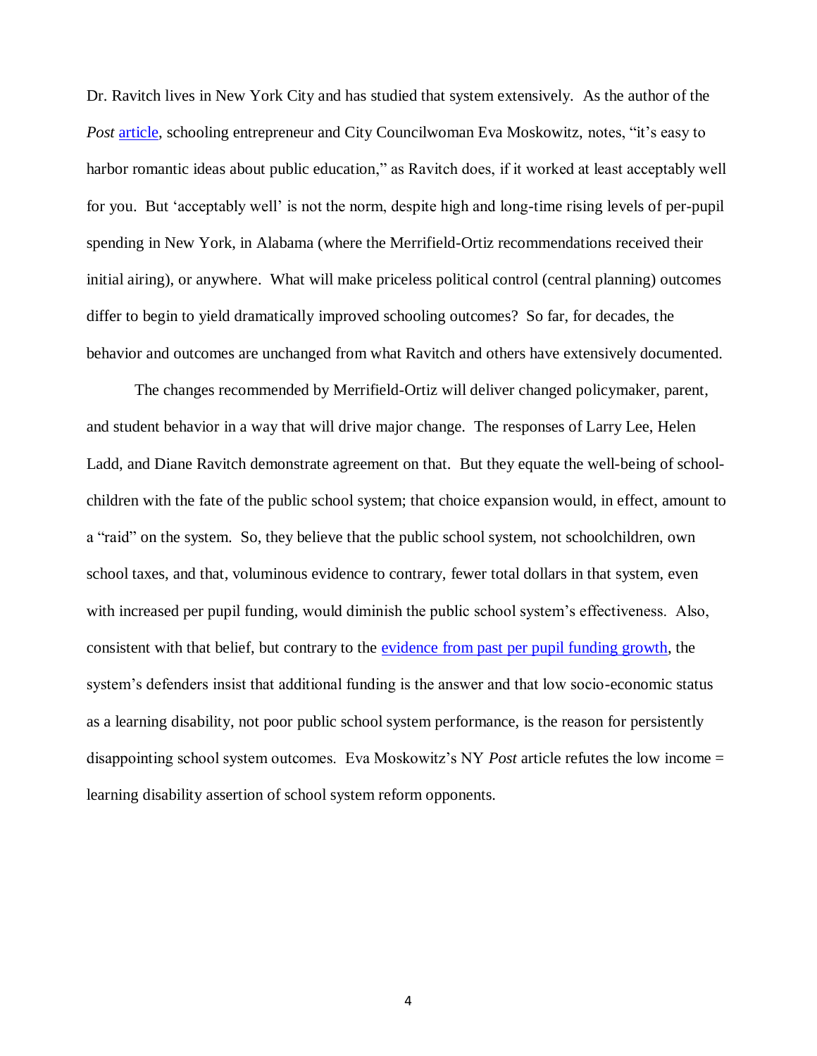Dr. Ravitch lives in New York City and has studied that system extensively. As the author of the *Post* article, schooling entrepreneur and City Councilwoman Eva Moskowitz, notes, "it's easy to harbor romantic ideas about public education," as Ravitch does, if it worked at least acceptably well for you. But 'acceptably well' is not the norm, despite high and long-time rising levels of per-pupil spending in New York, in Alabama (where the Merrifield-Ortiz recommendations received their initial airing), or anywhere. What will make priceless political control (central planning) outcomes differ to begin to yield dramatically improved schooling outcomes? So far, for decades, the behavior and outcomes are unchanged from what Ravitch and others have extensively documented.

The changes recommended by Merrifield-Ortiz will deliver changed policymaker, parent, and student behavior in a way that will drive major change. The responses of Larry Lee, Helen Ladd, and Diane Ravitch demonstrate agreement on that. But they equate the well-being of school-children with the fate of the public school system; that choice expansion would, in effect, amount to a "raid" on the system. So, they believe that the public school system, not schoolchildren, own school taxes, and that, voluminous evidence to contrary, fewer total dollars in that system, even with increased per pupil funding, would diminish the public school system's effectiveness. Also, consistent with that belief, but contrary to the evidence from past per pupil funding growth, the system's defenders insist that additional funding is the answer and that low socio-economic status as a learning disability, not poor public school system performance, is the reason for persistently disappointing school system outcomes. Eva Moskowitz's NY *Post* article refutes the low income = learning disability assertion of school system reform opponents.